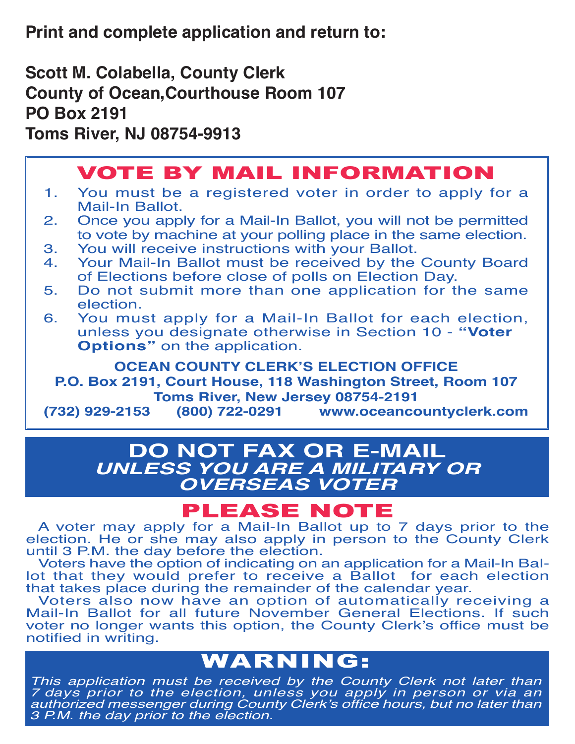**Print and complete application and return to:**

**Scott M. Colabella, County Clerk**
**County of Ocean,Courthouse Room 107**
**PO Box 2191**
**Toms River, NJ 08754-9913**

## VOTE BY MAIL INFORMATION

1. You must be a registered voter in order to apply for a Mail-In Ballot.
2. Once you apply for a Mail-In Ballot, you will not be permitted to vote by machine at your polling place in the same election.
3. You will receive instructions with your Ballot.
4. Your Mail-In Ballot must be received by the County Board of Elections before close of polls on Election Day.
5. Do not submit more than one application for the same election.
6. You must apply for a Mail-In Ballot for each election, unless you designate otherwise in Section 10 - **"Voter Options"** on the application.

**OCEAN COUNTY CLERK'S ELECTION OFFICE**
**P.O. Box 2191, Court House, 118 Washington Street, Room 107**
**Toms River, New Jersey 08754-2191**
**(732) 929-2153 (800) 722-0291 www.oceancountyclerk.com**

## DO NOT FAX OR E-MAIL
***UNLESS YOU ARE A MILITARY OR OVERSEAS VOTER***

## PLEASE NOTE

A voter may apply for a Mail-In Ballot up to 7 days prior to the election. He or she may also apply in person to the County Clerk until 3 P.M. the day before the election.

Voters have the option of indicating on an application for a Mail-In Ballot that they would prefer to receive a Ballot for each election that takes place during the remainder of the calendar year.

Voters also now have an option of automatically receiving a Mail-In Ballot for all future November General Elections. If such voter no longer wants this option, the County Clerk's office must be notified in writing.

## WARNING:

*This application must be received by the County Clerk not later than 7 days prior to the election, unless you apply in person or via an authorized messenger during County Clerk's office hours, but no later than 3 P.M. the day prior to the election.*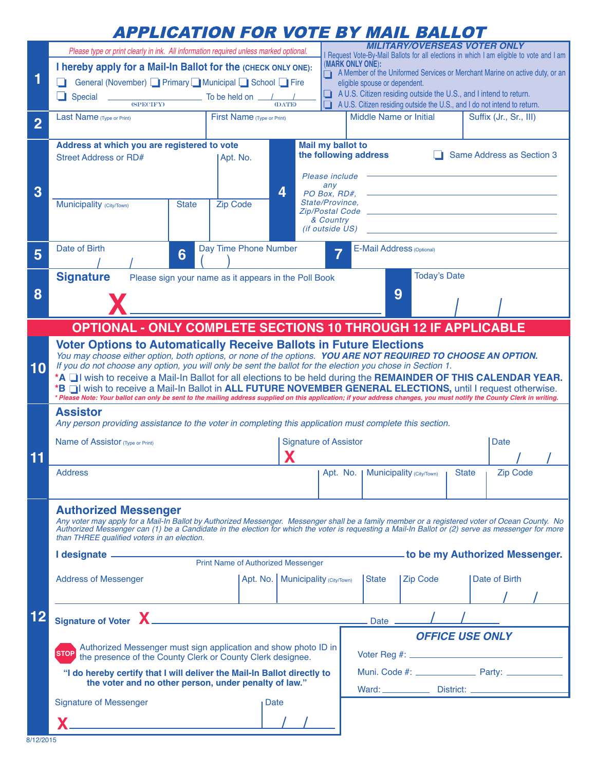# APPLICATION FOR VOTE BY MAIL BALLOT

*Please type or print clearly in ink. All information required unless marked optional.*

**1**

**I hereby apply for a Mail-In Ballot for the** (CHECK ONLY ONE):

❑ General (November) ❑ Primary ❑ Municipal ❑ School ❑ Fire

❑ Special ____________ (SPECIFY) To be held on ___/___/___ (DATE)

**MILITARY/OVERSEAS VOTER ONLY**

I Request Vote-By-Mail Ballots for all elections in which I am eligible to vote and I am (MARK ONLY ONE):

❑ A Member of the Uniformed Services or Merchant Marine on active duty, or an eligible spouse or dependent.

❑ A U.S. Citizen residing outside the U.S., and I intend to return.

❑ A U.S. Citizen residing outside the U.S., and I do not intend to return.

**2**

| Last Name (Type or Print) | First Name (Type or Print) | Middle Name or Initial | Suffix (Jr., Sr., III) |
|---|---|---|---|
| | | | |

**3** Address at which you are registered to vote

| Street Address or RD# | Apt. No. |
|---|---|
| | |

| Municipality (City/Town) | State | Zip Code |
|---|---|---|
| | | |

**4** Mail my ballot to the following address ❑ Same Address as Section 3

*Please include any PO Box, RD#, State/Province, Zip/Postal Code & Country (if outside US)*

______________________

______________________

______________________

______________________

| 5 Date of Birth | 6 Day Time Phone Number | 7 E-Mail Address (Optional) |
|---|---|---|
| / / | ( ) | |

**8 Signature** Please sign your name as it appears in the Poll Book

X ______________________

**9** Today's Date / /

## OPTIONAL - ONLY COMPLETE SECTIONS 10 THROUGH 12 IF APPLICABLE

**10**

### Voter Options to Automatically Receive Ballots in Future Elections

*You may choose either option, both options, or none of the options.* ***YOU ARE NOT REQUIRED TO CHOOSE AN OPTION.***
*If you do not choose any option, you will only be sent the ballot for the election you chose in Section 1.*

**\*A** ❑ I wish to receive a Mail-In Ballot for all elections to be held during the **REMAINDER OF THIS CALENDAR YEAR.**

**\*B** ❑ I wish to receive a Mail-In Ballot in **ALL FUTURE NOVEMBER GENERAL ELECTIONS,** until I request otherwise.

*\* Please Note: Your ballot can only be sent to the mailing address supplied on this application; if your address changes, you must notify the County Clerk in writing.*

**11**

### Assistor

*Any person providing assistance to the voter in completing this application must complete this section.*

| Name of Assistor (Type or Print) | Signature of Assistor | Date |
|---|---|---|
| | X | / / |

| Address | Apt. No. | Municipality (City/Town) | State | Zip Code |
|---|---|---|---|---|
| | | | | |

**12**

### Authorized Messenger

*Any voter may apply for a Mail-In Ballot by Authorized Messenger. Messenger shall be a family member or a registered voter of Ocean County. No Authorized Messenger can (1) be a Candidate in the election for which the voter is requesting a Mail-In Ballot or (2) serve as messenger for more than THREE qualified voters in an election.*

**I designate** ______________________ **to be my Authorized Messenger.**
Print Name of Authorized Messenger

| Address of Messenger | Apt. No. | Municipality (City/Town) | State | Zip Code | Date of Birth |
|---|---|---|---|---|---|
| | | | | | / / |

**Signature of Voter** X ______________________ Date ___/___/___

STOP Authorized Messenger must sign application and show photo ID in the presence of the County Clerk or County Clerk designee.

**"I do hereby certify that I will deliver the Mail-In Ballot directly to the voter and no other person, under penalty of law."**

Signature of Messenger X ______________________ Date / /

**OFFICE USE ONLY**

Voter Reg #: ______________

Muni. Code #: ______________ Party: ______________

Ward: ______________ District: ______________

8/12/2015